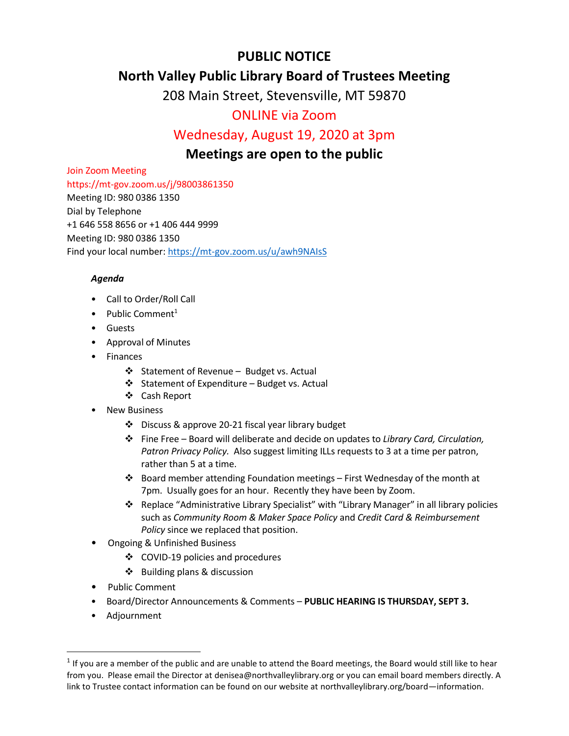# PUBLIC NOTICE

## North Valley Public Library Board of Trustees Meeting

208 Main Street, Stevensville, MT 59870

ONLINE via Zoom

Wednesday, August 19, 2020 at 3pm

**Meetings are open to the public**

Join Zoom Meeting
https://mt-gov.zoom.us/j/98003861350
Meeting ID: 980 0386 1350
Dial by Telephone
+1 646 558 8656 or +1 406 444 9999
Meeting ID: 980 0386 1350
Find your local number: https://mt-gov.zoom.us/u/awh9NAIsS

***Agenda***

- Call to Order/Roll Call
- Public Comment[1]
- Guests
- Approval of Minutes
- Finances
  - Statement of Revenue – Budget vs. Actual
  - Statement of Expenditure – Budget vs. Actual
  - Cash Report
- New Business
  - Discuss & approve 20-21 fiscal year library budget
  - Fine Free – Board will deliberate and decide on updates to *Library Card, Circulation, Patron Privacy Policy.* Also suggest limiting ILLs requests to 3 at a time per patron, rather than 5 at a time.
  - Board member attending Foundation meetings – First Wednesday of the month at 7pm. Usually goes for an hour. Recently they have been by Zoom.
  - Replace "Administrative Library Specialist" with "Library Manager" in all library policies such as *Community Room & Maker Space Policy* and *Credit Card & Reimbursement Policy* since we replaced that position.
- Ongoing & Unfinished Business
  - COVID-19 policies and procedures
  - Building plans & discussion
- Public Comment
- Board/Director Announcements & Comments – **PUBLIC HEARING IS THURSDAY, SEPT 3.**
- Adjournment

---

[1] If you are a member of the public and are unable to attend the Board meetings, the Board would still like to hear from you. Please email the Director at denisea@northvalleylibrary.org or you can email board members directly. A link to Trustee contact information can be found on our website at northvalleylibrary.org/board—information.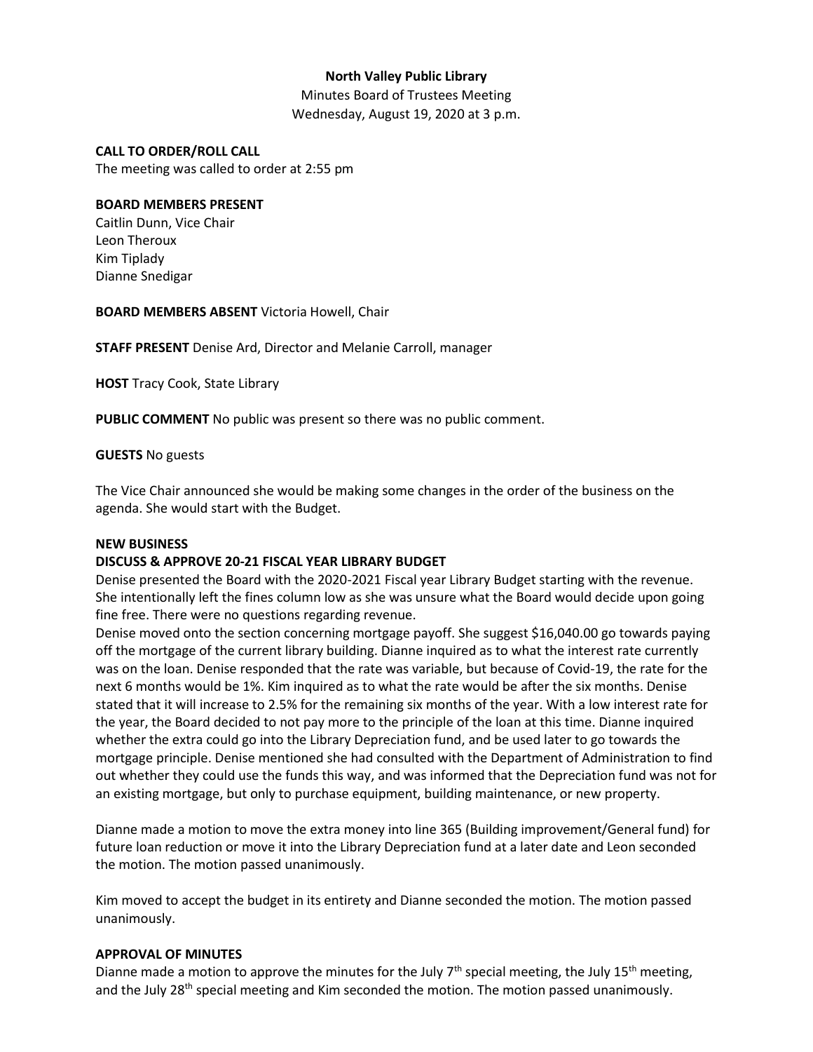**North Valley Public Library**

Minutes Board of Trustees Meeting

Wednesday, August 19, 2020 at 3 p.m.

**CALL TO ORDER/ROLL CALL**

The meeting was called to order at 2:55 pm

**BOARD MEMBERS PRESENT**

Caitlin Dunn, Vice Chair

Leon Theroux

Kim Tiplady

Dianne Snedigar

**BOARD MEMBERS ABSENT** Victoria Howell, Chair

**STAFF PRESENT** Denise Ard, Director and Melanie Carroll, manager

**HOST** Tracy Cook, State Library

**PUBLIC COMMENT** No public was present so there was no public comment.

**GUESTS** No guests

The Vice Chair announced she would be making some changes in the order of the business on the agenda. She would start with the Budget.

**NEW BUSINESS**

**DISCUSS & APPROVE 20-21 FISCAL YEAR LIBRARY BUDGET**

Denise presented the Board with the 2020-2021 Fiscal year Library Budget starting with the revenue. She intentionally left the fines column low as she was unsure what the Board would decide upon going fine free. There were no questions regarding revenue.

Denise moved onto the section concerning mortgage payoff. She suggest $16,040.00 go towards paying off the mortgage of the current library building. Dianne inquired as to what the interest rate currently was on the loan. Denise responded that the rate was variable, but because of Covid-19, the rate for the next 6 months would be 1%. Kim inquired as to what the rate would be after the six months. Denise stated that it will increase to 2.5% for the remaining six months of the year. With a low interest rate for the year, the Board decided to not pay more to the principle of the loan at this time. Dianne inquired whether the extra could go into the Library Depreciation fund, and be used later to go towards the mortgage principle. Denise mentioned she had consulted with the Department of Administration to find out whether they could use the funds this way, and was informed that the Depreciation fund was not for an existing mortgage, but only to purchase equipment, building maintenance, or new property.

Dianne made a motion to move the extra money into line 365 (Building improvement/General fund) for future loan reduction or move it into the Library Depreciation fund at a later date and Leon seconded the motion. The motion passed unanimously.

Kim moved to accept the budget in its entirety and Dianne seconded the motion. The motion passed unanimously.

**APPROVAL OF MINUTES**

Dianne made a motion to approve the minutes for the July 7th special meeting, the July 15th meeting, and the July 28th special meeting and Kim seconded the motion. The motion passed unanimously.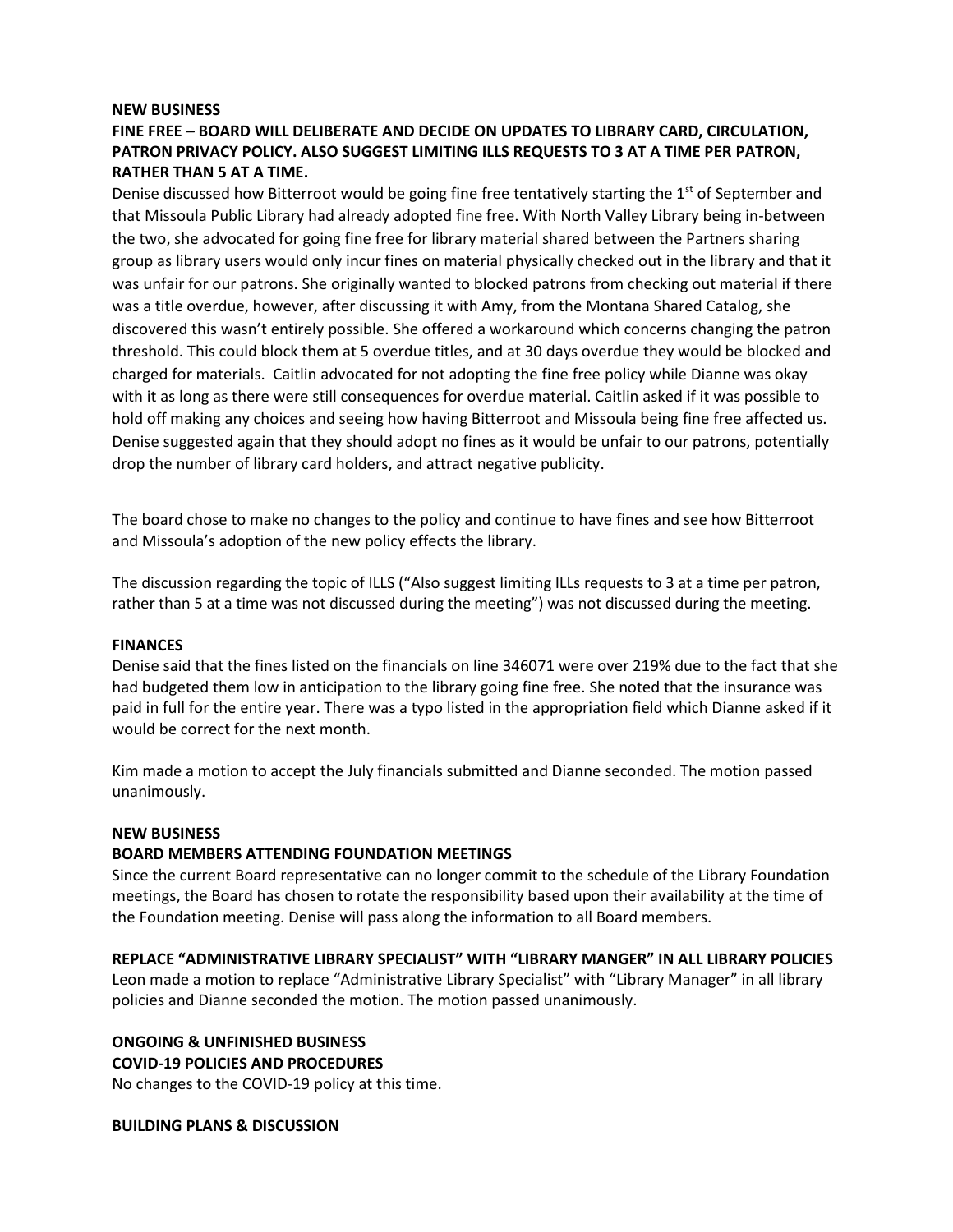**NEW BUSINESS**

**FINE FREE – BOARD WILL DELIBERATE AND DECIDE ON UPDATES TO LIBRARY CARD, CIRCULATION, PATRON PRIVACY POLICY. ALSO SUGGEST LIMITING ILLS REQUESTS TO 3 AT A TIME PER PATRON, RATHER THAN 5 AT A TIME.**

Denise discussed how Bitterroot would be going fine free tentatively starting the 1st of September and that Missoula Public Library had already adopted fine free. With North Valley Library being in-between the two, she advocated for going fine free for library material shared between the Partners sharing group as library users would only incur fines on material physically checked out in the library and that it was unfair for our patrons. She originally wanted to blocked patrons from checking out material if there was a title overdue, however, after discussing it with Amy, from the Montana Shared Catalog, she discovered this wasn't entirely possible. She offered a workaround which concerns changing the patron threshold. This could block them at 5 overdue titles, and at 30 days overdue they would be blocked and charged for materials. Caitlin advocated for not adopting the fine free policy while Dianne was okay with it as long as there were still consequences for overdue material. Caitlin asked if it was possible to hold off making any choices and seeing how having Bitterroot and Missoula being fine free affected us. Denise suggested again that they should adopt no fines as it would be unfair to our patrons, potentially drop the number of library card holders, and attract negative publicity.

The board chose to make no changes to the policy and continue to have fines and see how Bitterroot and Missoula's adoption of the new policy effects the library.

The discussion regarding the topic of ILLS ("Also suggest limiting ILLs requests to 3 at a time per patron, rather than 5 at a time was not discussed during the meeting") was not discussed during the meeting.

**FINANCES**

Denise said that the fines listed on the financials on line 346071 were over 219% due to the fact that she had budgeted them low in anticipation to the library going fine free. She noted that the insurance was paid in full for the entire year. There was a typo listed in the appropriation field which Dianne asked if it would be correct for the next month.

Kim made a motion to accept the July financials submitted and Dianne seconded. The motion passed unanimously.

**NEW BUSINESS**

**BOARD MEMBERS ATTENDING FOUNDATION MEETINGS**

Since the current Board representative can no longer commit to the schedule of the Library Foundation meetings, the Board has chosen to rotate the responsibility based upon their availability at the time of the Foundation meeting. Denise will pass along the information to all Board members.

**REPLACE "ADMINISTRATIVE LIBRARY SPECIALIST" WITH "LIBRARY MANGER" IN ALL LIBRARY POLICIES**

Leon made a motion to replace "Administrative Library Specialist" with "Library Manager" in all library policies and Dianne seconded the motion. The motion passed unanimously.

**ONGOING & UNFINISHED BUSINESS**

**COVID-19 POLICIES AND PROCEDURES**

No changes to the COVID-19 policy at this time.

**BUILDING PLANS & DISCUSSION**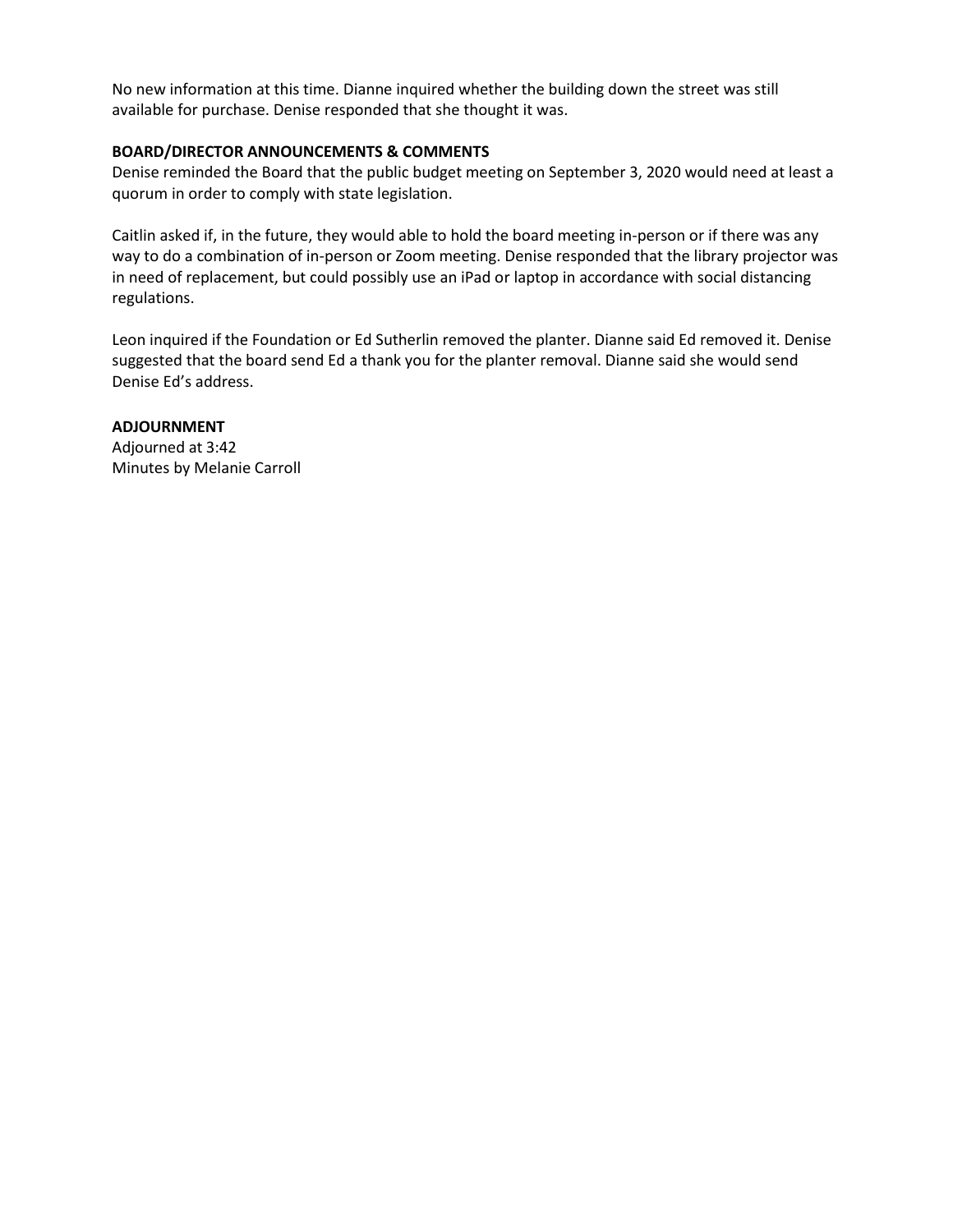No new information at this time. Dianne inquired whether the building down the street was still available for purchase. Denise responded that she thought it was.

**BOARD/DIRECTOR ANNOUNCEMENTS & COMMENTS**

Denise reminded the Board that the public budget meeting on September 3, 2020 would need at least a quorum in order to comply with state legislation.

Caitlin asked if, in the future, they would able to hold the board meeting in-person or if there was any way to do a combination of in-person or Zoom meeting. Denise responded that the library projector was in need of replacement, but could possibly use an iPad or laptop in accordance with social distancing regulations.

Leon inquired if the Foundation or Ed Sutherlin removed the planter. Dianne said Ed removed it. Denise suggested that the board send Ed a thank you for the planter removal. Dianne said she would send Denise Ed's address.

**ADJOURNMENT**

Adjourned at 3:42
Minutes by Melanie Carroll